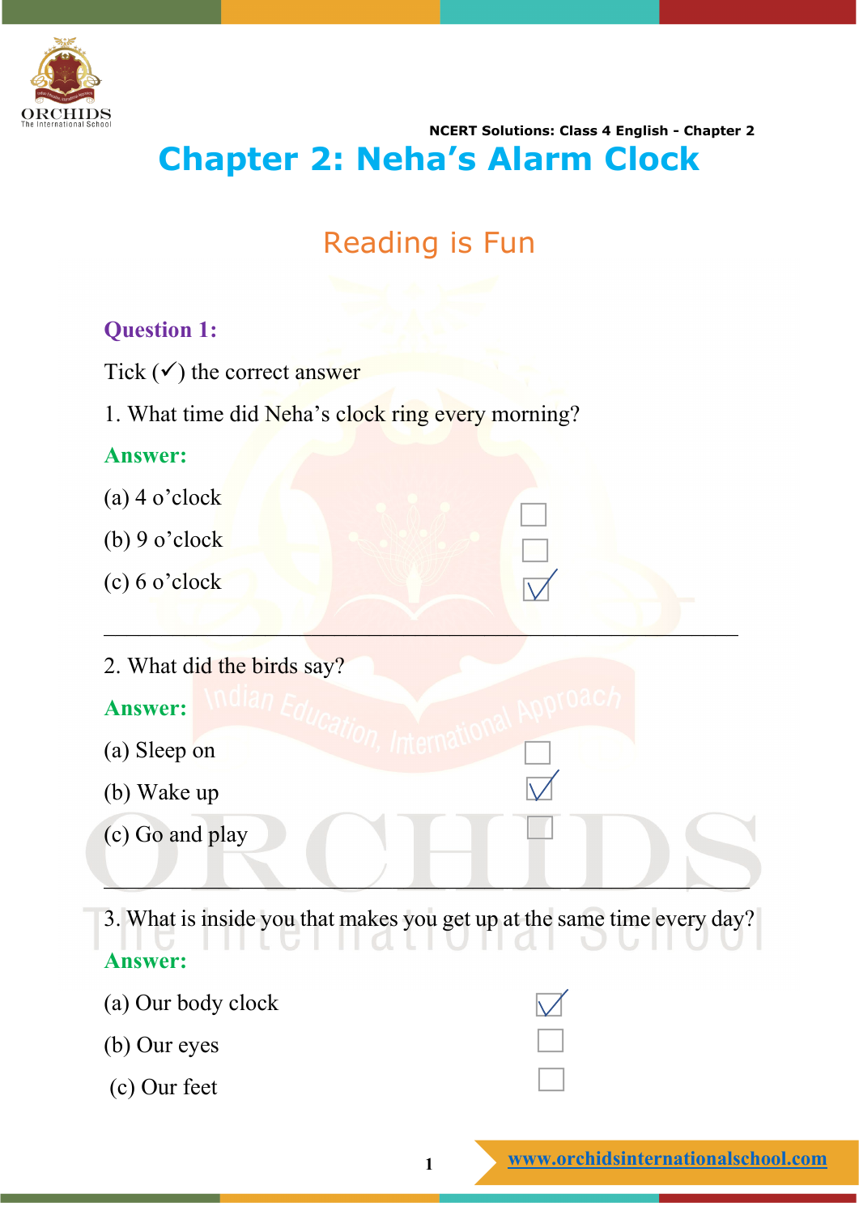# Chapter 2: Neha's Alarm Clock

## Reading is Fun

**Question 1:**

Tick (✓) the correct answer

1. What time did Neha's clock ring every morning?

**Answer:**

(a) 4 o'clock ☐

(b) 9 o'clock ☐

(c) 6 o'clock ☑

---

2. What did the birds say?

**Answer:**

(a) Sleep on ☐

(b) Wake up ☑

(c) Go and play ☐

---

3. What is inside you that makes you get up at the same time every day?

**Answer:**

(a) Our body clock ☑

(b) Our eyes ☐

(c) Our feet ☐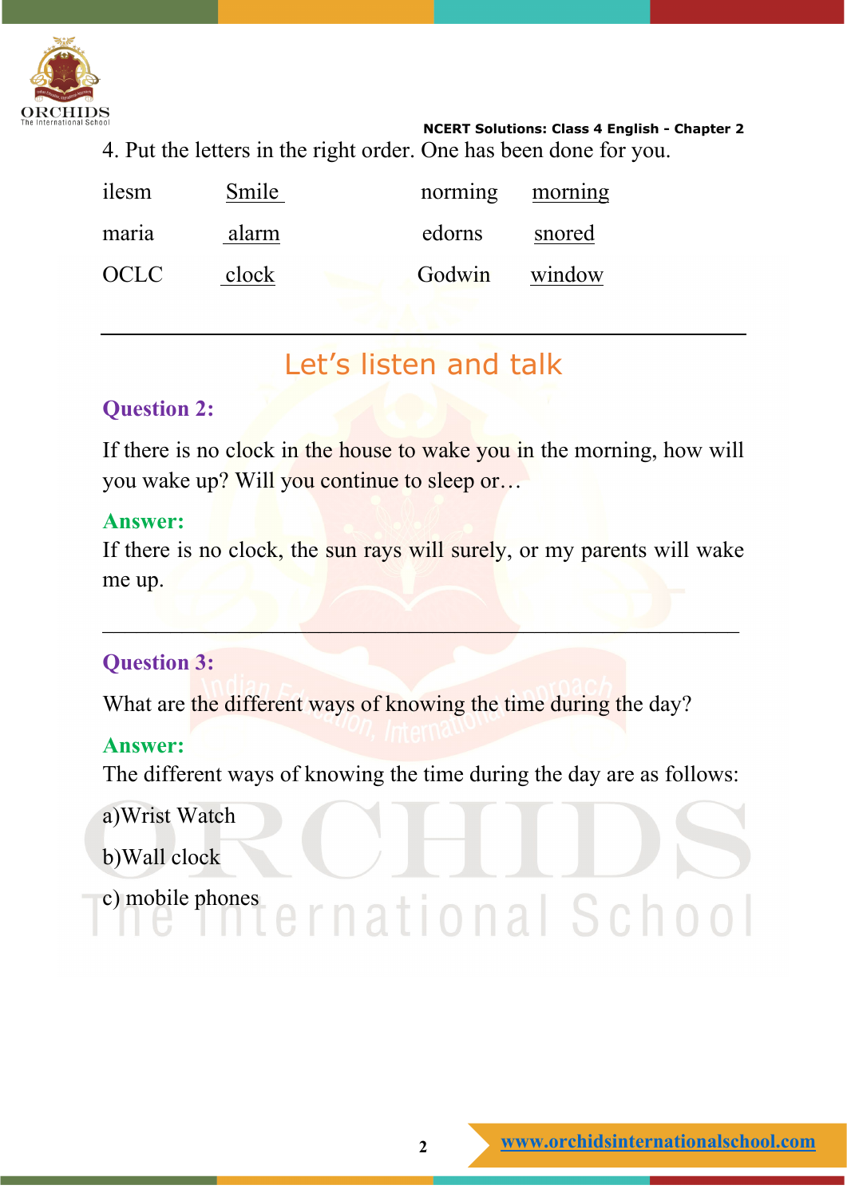4. Put the letters in the right order. One has been done for you.

| | | | |
|---|---|---|---|
| ilesm | Smile | norming | morning |
| maria | alarm | edorns | snored |
| OCLC | clock | Godwin | window |

---

## Let's listen and talk

**Question 2:**

If there is no clock in the house to wake you in the morning, how will you wake up? Will you continue to sleep or…

**Answer:**

If there is no clock, the sun rays will surely, or my parents will wake me up.

---

**Question 3:**

What are the different ways of knowing the time during the day?

**Answer:**

The different ways of knowing the time during the day are as follows:

a)Wrist Watch

b)Wall clock

c) mobile phones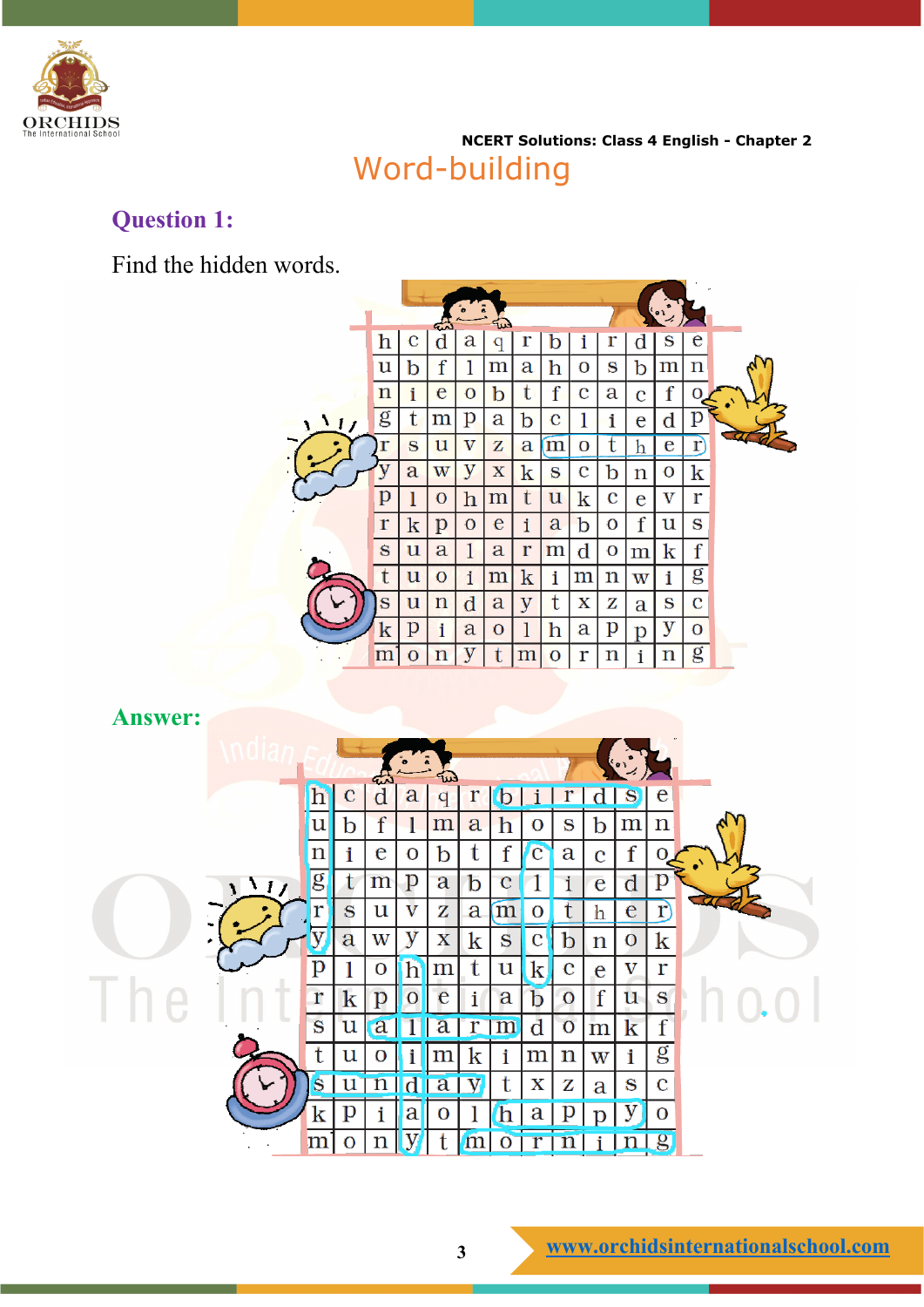## Word-building

### Question 1:

Find the hidden words.

| | | | | | | | | | | |
|---|---|---|---|---|---|---|---|---|---|---|
| h | c | d | a | q | r | b | i | r | d | s | e |
| u | b | f | l | m | a | h | o | s | b | m | n |
| n | i | e | o | b | t | f | c | a | c | f | o |
| g | t | m | p | a | b | c | l | i | e | d | p |
| r | s | u | v | z | a | m | o | t | h | e | r |
| y | a | w | y | x | k | s | c | b | n | o | k |
| p | l | o | h | m | t | u | k | c | e | v | r |
| r | k | p | o | e | i | a | b | o | f | u | s |
| s | u | a | l | a | r | m | d | o | m | k | f |
| t | u | o | i | m | k | i | m | n | w | i | g |
| s | u | n | d | a | y | t | x | z | a | s | c |
| k | p | i | a | o | l | h | a | p | p | y | o |
| m | o | n | y | t | m | o | r | n | i | n | g |

### Answer:

| | | | | | | | | | | | |
|---|---|---|---|---|---|---|---|---|---|---|---|
| h | c | d | a | q | r | b | i | r | d | s | e |
| u | b | f | l | m | a | h | o | s | b | m | n |
| n | i | e | o | b | t | f | c | a | c | f | o |
| g | t | m | p | a | b | c | l | i | e | d | p |
| r | s | u | v | z | a | m | o | t | h | e | r |
| y | a | w | y | x | k | s | c | b | n | o | k |
| p | l | o | h | m | t | u | k | c | e | v | r |
| r | k | p | o | e | i | a | b | o | f | u | s |
| s | u | a | l | a | r | m | d | o | m | k | f |
| t | u | o | i | m | k | i | m | n | w | i | g |
| s | u | n | d | a | y | t | x | z | a | s | c |
| k | p | i | a | o | l | h | a | p | p | y | o |
| m | o | n | y | t | m | o | r | n | i | n | g |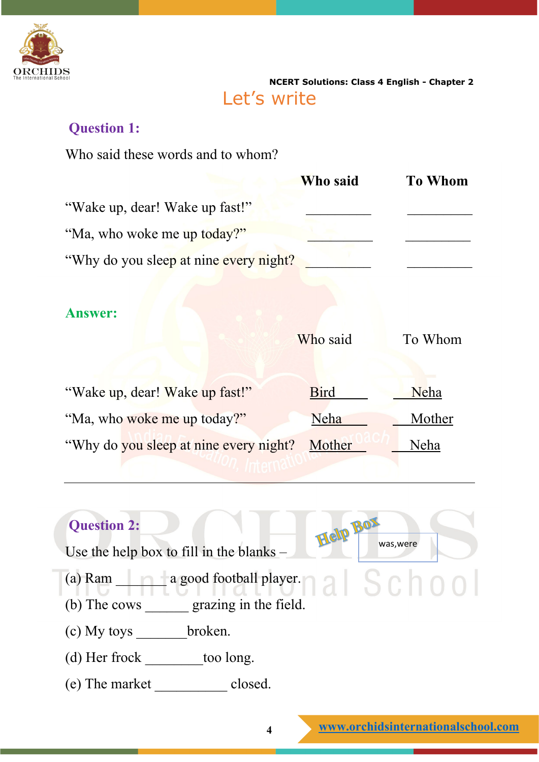## Let's write

### Question 1:

Who said these words and to whom?

| | Who said | To Whom |
|---|---|---|
| "Wake up, dear! Wake up fast!" | __________ | __________ |
| "Ma, who woke me up today?" | __________ | __________ |
| "Why do you sleep at nine every night? | __________ | __________ |

**Answer:**

| | Who said | To Whom |
|---|---|---|
| "Wake up, dear! Wake up fast!" | Bird | Neha |
| "Ma, who woke me up today?" | Neha | Mother |
| "Why do you sleep at nine every night? | Mother | Neha |

---

### Question 2:

Use the help box to fill in the blanks –

**Help Box:** was, were

(a) Ram _______ a good football player.

(b) The cows ______ grazing in the field.

(c) My toys _______ broken.

(d) Her frock ________ too long.

(e) The market __________ closed.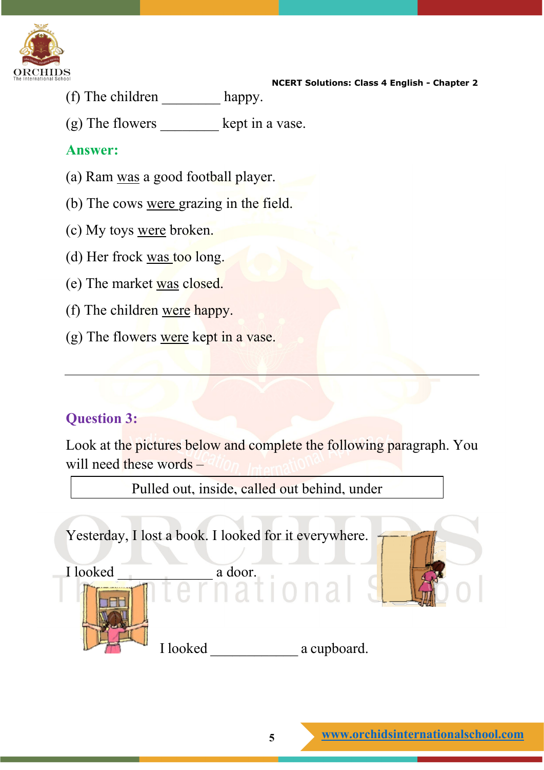(f) The children ________ happy.

(g) The flowers ________ kept in a vase.

**Answer:**

(a) Ram was a good football player.

(b) The cows were grazing in the field.

(c) My toys were broken.

(d) Her frock was too long.

(e) The market was closed.

(f) The children were happy.

(g) The flowers were kept in a vase.

---

**Question 3:**

Look at the pictures below and complete the following paragraph. You will need these words –

| Pulled out, inside, called out behind, under |
|---|

Yesterday, I lost a book. I looked for it everywhere.

I looked ____________ a door.

I looked ____________ a cupboard.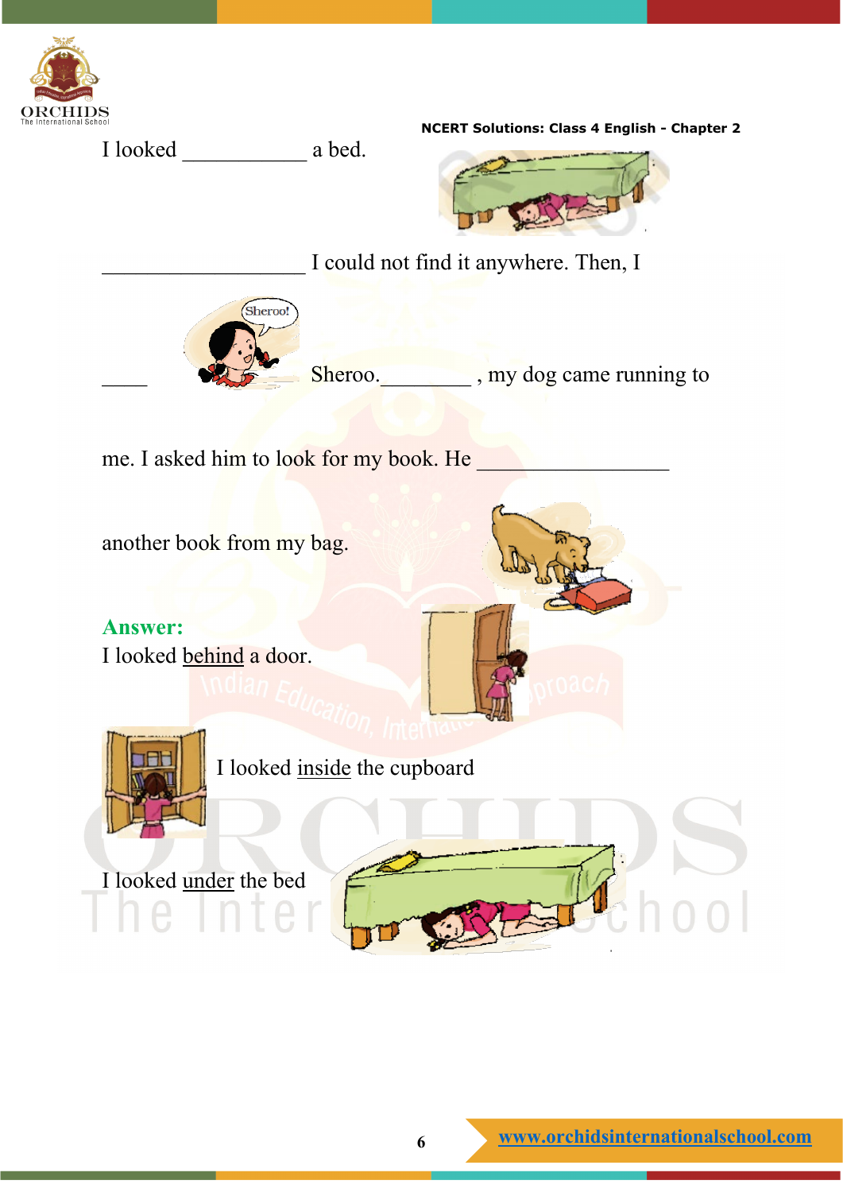I looked ___________ a bed.

__________________ I could not find it anywhere. Then, I

____ Sheroo.________ , my dog came running to

me. I asked him to look for my book. He _________________

another book from my bag.

**Answer:**

I looked behind a door.

I looked inside the cupboard

I looked under the bed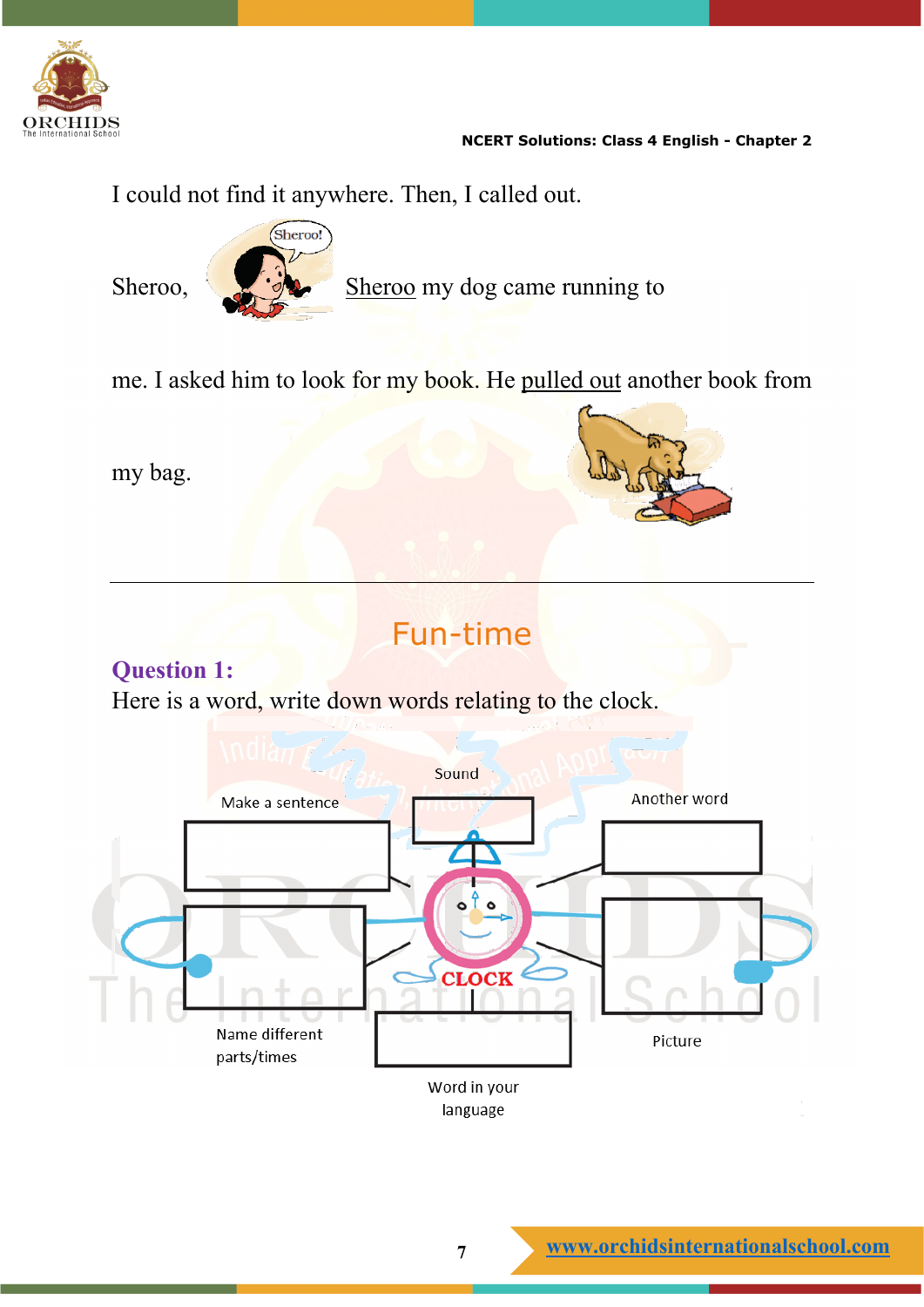I could not find it anywhere. Then, I called out.

Sheroo, Sheroo! Sheroo my dog came running to me. I asked him to look for my book. He pulled out another book from my bag.

---

## Fun-time

**Question 1:**

Here is a word, write down words relating to the clock.

CLOCK

Sound

Make a sentence

Another word

Name different parts/times

Picture

Word in your language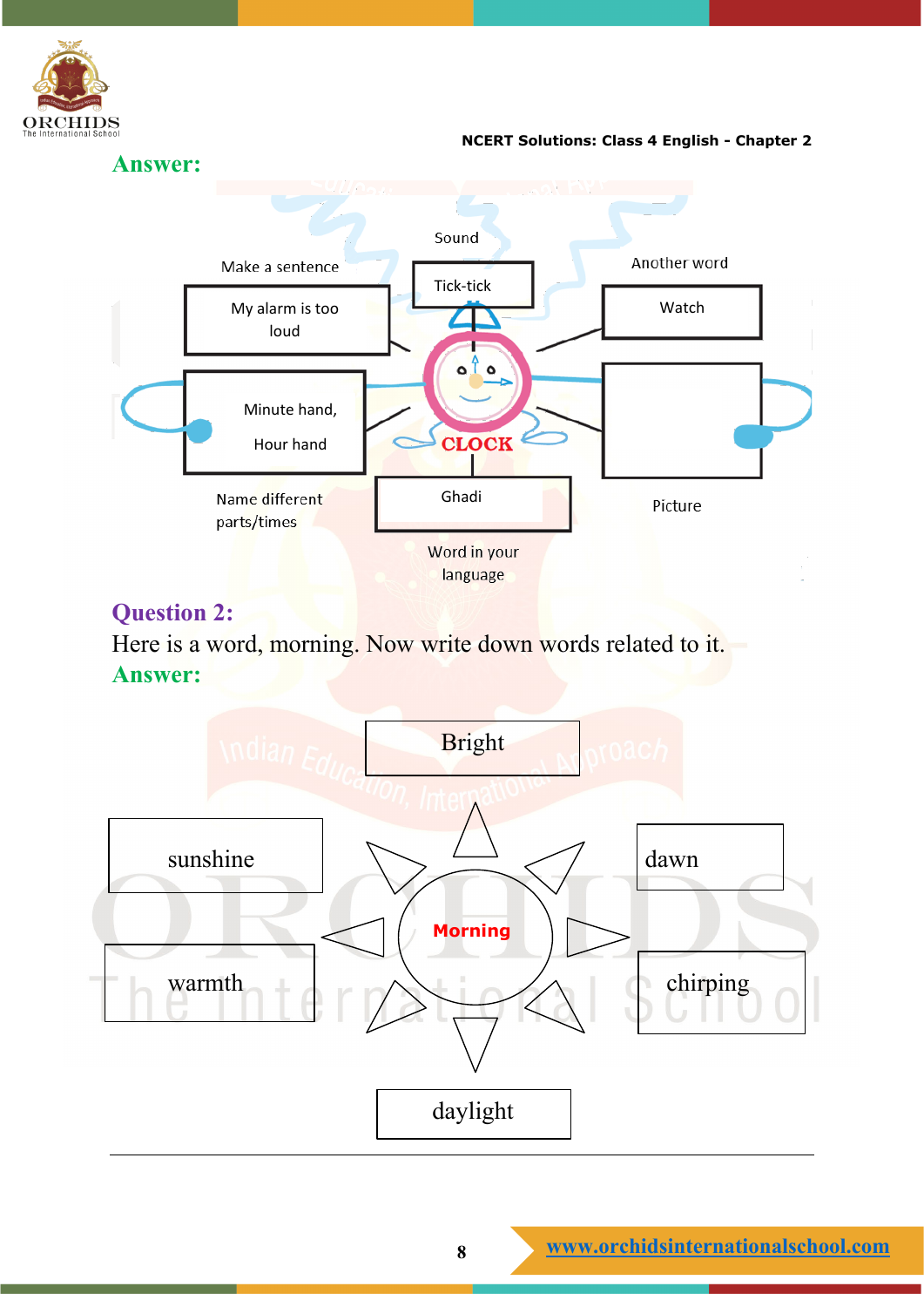**Answer:**

Sound
Tick-tick

Make a sentence
My alarm is too loud

Another word
Watch

Minute hand,
Hour hand
Name different parts/times

CLOCK

Ghadi
Word in your language

Picture

**Question 2:**

Here is a word, morning. Now write down words related to it.

**Answer:**

Bright

sunshine

dawn

Morning

warmth

chirping

daylight